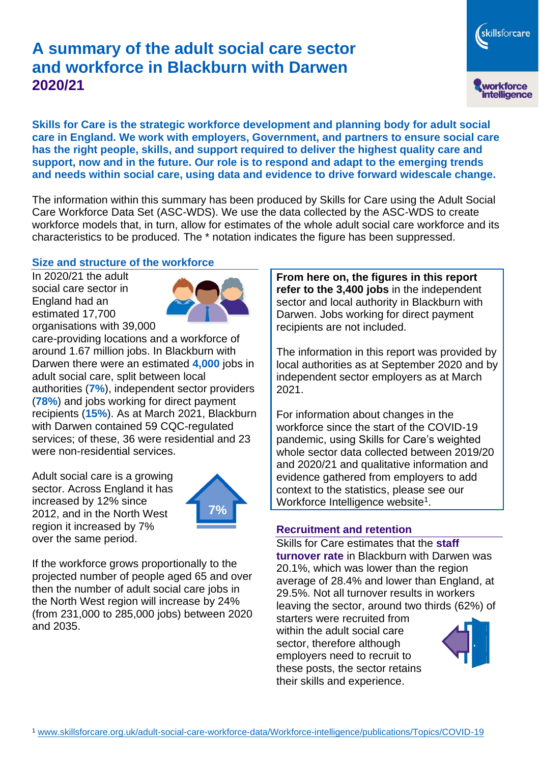# A summary of the adult social care sector and workforce in Blackburn with Darwen 2020/21

**Skills for Care is the strategic workforce development and planning body for adult social care in England. We work with employers, Government, and partners to ensure social care has the right people, skills, and support required to deliver the highest quality care and support, now and in the future. Our role is to respond and adapt to the emerging trends and needs within social care, using data and evidence to drive forward widescale change.**

The information within this summary has been produced by Skills for Care using the Adult Social Care Workforce Data Set (ASC-WDS). We use the data collected by the ASC-WDS to create workforce models that, in turn, allow for estimates of the whole adult social care workforce and its characteristics to be produced. The * notation indicates the figure has been suppressed.

## Size and structure of the workforce

In 2020/21 the adult social care sector in England had an estimated 17,700 organisations with 39,000 care-providing locations and a workforce of around 1.67 million jobs. In Blackburn with Darwen there were an estimated **4,000** jobs in adult social care, split between local authorities (**7%**), independent sector providers (**78%**) and jobs working for direct payment recipients (**15%**). As at March 2021, Blackburn with Darwen contained 59 CQC-regulated services; of these, 36 were residential and 23 were non-residential services.

Adult social care is a growing sector. Across England it has increased by 12% since 2012, and in the North West region it increased by 7% over the same period.

7%

If the workforce grows proportionally to the projected number of people aged 65 and over then the number of adult social care jobs in the North West region will increase by 24% (from 231,000 to 285,000 jobs) between 2020 and 2035.

**From here on, the figures in this report refer to the 3,400 jobs** in the independent sector and local authority in Blackburn with Darwen. Jobs working for direct payment recipients are not included.

The information in this report was provided by local authorities as at September 2020 and by independent sector employers as at March 2021.

For information about changes in the workforce since the start of the COVID-19 pandemic, using Skills for Care's weighted whole sector data collected between 2019/20 and 2020/21 and qualitative information and evidence gathered from employers to add context to the statistics, please see our Workforce Intelligence website[1].

## Recruitment and retention

Skills for Care estimates that the **staff turnover rate** in Blackburn with Darwen was 20.1%, which was lower than the region average of 28.4% and lower than England, at 29.5%. Not all turnover results in workers leaving the sector, around two thirds (62%) of starters were recruited from within the adult social care sector, therefore although employers need to recruit to these posts, the sector retains their skills and experience.

[1] www.skillsforcare.org.uk/adult-social-care-workforce-data/Workforce-intelligence/publications/Topics/COVID-19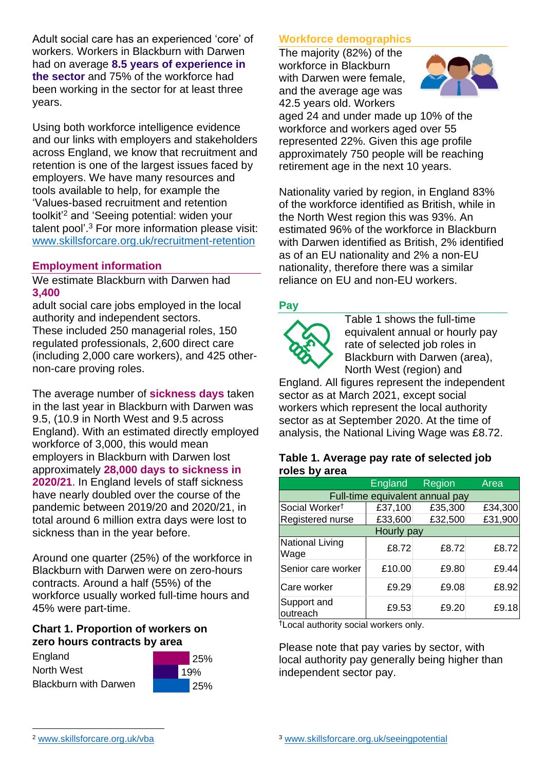Adult social care has an experienced 'core' of workers. Workers in Blackburn with Darwen had on average **8.5 years of experience in the sector** and 75% of the workforce had been working in the sector for at least three years.

Using both workforce intelligence evidence and our links with employers and stakeholders across England, we know that recruitment and retention is one of the largest issues faced by employers. We have many resources and tools available to help, for example the 'Values-based recruitment and retention toolkit'[2] and 'Seeing potential: widen your talent pool'.[3] For more information please visit: www.skillsforcare.org.uk/recruitment-retention

## Employment information

We estimate Blackburn with Darwen had **3,400** adult social care jobs employed in the local authority and independent sectors. These included 250 managerial roles, 150 regulated professionals, 2,600 direct care (including 2,000 care workers), and 425 other-non-care proving roles.

The average number of **sickness days** taken in the last year in Blackburn with Darwen was 9.5, (10.9 in North West and 9.5 across England). With an estimated directly employed workforce of 3,000, this would mean employers in Blackburn with Darwen lost approximately **28,000 days to sickness in 2020/21**. In England levels of staff sickness have nearly doubled over the course of the pandemic between 2019/20 and 2020/21, in total around 6 million extra days were lost to sickness than in the year before.

Around one quarter (25%) of the workforce in Blackburn with Darwen were on zero-hours contracts. Around a half (55%) of the workforce usually worked full-time hours and 45% were part-time.

### Chart 1. Proportion of workers on zero hours contracts by area

| Area | Proportion |
|---|---|
| England | 25% |
| North West | 19% |
| Blackburn with Darwen | 25% |

## Workforce demographics

The majority (82%) of the workforce in Blackburn with Darwen were female, and the average age was 42.5 years old. Workers aged 24 and under made up 10% of the workforce and workers aged over 55 represented 22%. Given this age profile approximately 750 people will be reaching retirement age in the next 10 years.

Nationality varied by region, in England 83% of the workforce identified as British, while in the North West region this was 93%. An estimated 96% of the workforce in Blackburn with Darwen identified as British, 2% identified as of an EU nationality and 2% a non-EU nationality, therefore there was a similar reliance on EU and non-EU workers.

## Pay

Table 1 shows the full-time equivalent annual or hourly pay rate of selected job roles in Blackburn with Darwen (area), North West (region) and England. All figures represent the independent sector as at March 2021, except social workers which represent the local authority sector as at September 2020. At the time of analysis, the National Living Wage was £8.72.

### Table 1. Average pay rate of selected job roles by area

| | England | Region | Area |
|---|---|---|---|
| **Full-time equivalent annual pay** | | | |
| Social Worker† | £37,100 | £35,300 | £34,300 |
| Registered nurse | £33,600 | £32,500 | £31,900 |
| **Hourly pay** | | | |
| National Living Wage | £8.72 | £8.72 | £8.72 |
| Senior care worker | £10.00 | £9.80 | £9.44 |
| Care worker | £9.29 | £9.08 | £8.92 |
| Support and outreach | £9.53 | £9.20 | £9.18 |

†Local authority social workers only.

Please note that pay varies by sector, with local authority pay generally being higher than independent sector pay.

[2] www.skillsforcare.org.uk/vba

[3] www.skillsforcare.org.uk/seeingpotential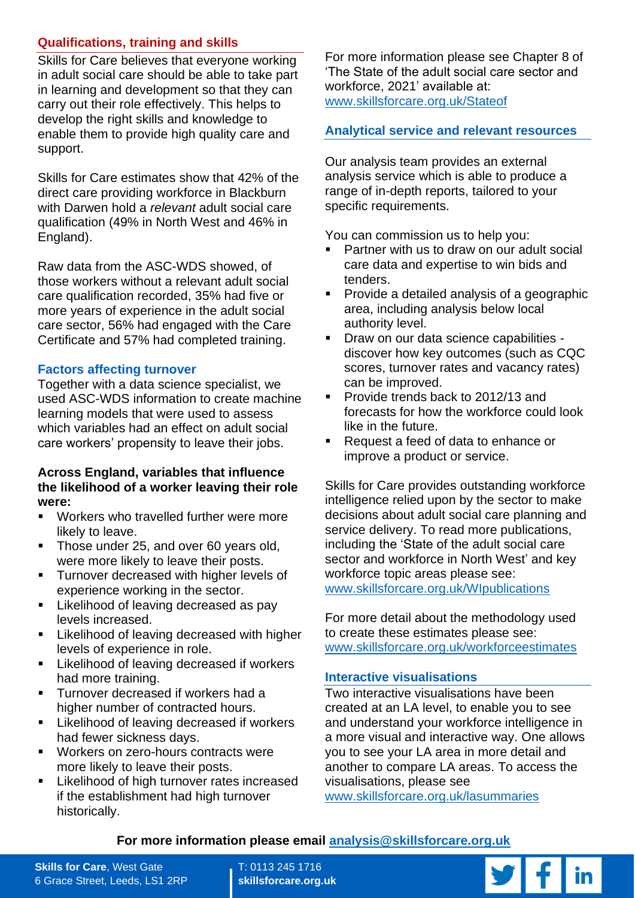## Qualifications, training and skills

Skills for Care believes that everyone working in adult social care should be able to take part in learning and development so that they can carry out their role effectively. This helps to develop the right skills and knowledge to enable them to provide high quality care and support.

Skills for Care estimates show that 42% of the direct care providing workforce in Blackburn with Darwen hold a *relevant* adult social care qualification (49% in North West and 46% in England).

Raw data from the ASC-WDS showed, of those workers without a relevant adult social care qualification recorded, 35% had five or more years of experience in the adult social care sector, 56% had engaged with the Care Certificate and 57% had completed training.

## Factors affecting turnover

Together with a data science specialist, we used ASC-WDS information to create machine learning models that were used to assess which variables had an effect on adult social care workers' propensity to leave their jobs.

**Across England, variables that influence the likelihood of a worker leaving their role were:**

- Workers who travelled further were more likely to leave.
- Those under 25, and over 60 years old, were more likely to leave their posts.
- Turnover decreased with higher levels of experience working in the sector.
- Likelihood of leaving decreased as pay levels increased.
- Likelihood of leaving decreased with higher levels of experience in role.
- Likelihood of leaving decreased if workers had more training.
- Turnover decreased if workers had a higher number of contracted hours.
- Likelihood of leaving decreased if workers had fewer sickness days.
- Workers on zero-hours contracts were more likely to leave their posts.
- Likelihood of high turnover rates increased if the establishment had high turnover historically.

For more information please see Chapter 8 of 'The State of the adult social care sector and workforce, 2021' available at: www.skillsforcare.org.uk/Stateof

## Analytical service and relevant resources

Our analysis team provides an external analysis service which is able to produce a range of in-depth reports, tailored to your specific requirements.

You can commission us to help you:

- Partner with us to draw on our adult social care data and expertise to win bids and tenders.
- Provide a detailed analysis of a geographic area, including analysis below local authority level.
- Draw on our data science capabilities - discover how key outcomes (such as CQC scores, turnover rates and vacancy rates) can be improved.
- Provide trends back to 2012/13 and forecasts for how the workforce could look like in the future.
- Request a feed of data to enhance or improve a product or service.

Skills for Care provides outstanding workforce intelligence relied upon by the sector to make decisions about adult social care planning and service delivery. To read more publications, including the 'State of the adult social care sector and workforce in North West' and key workforce topic areas please see: www.skillsforcare.org.uk/WIpublications

For more detail about the methodology used to create these estimates please see: www.skillsforcare.org.uk/workforceestimates

## Interactive visualisations

Two interactive visualisations have been created at an LA level, to enable you to see and understand your workforce intelligence in a more visual and interactive way. One allows you to see your LA area in more detail and another to compare LA areas. To access the visualisations, please see www.skillsforcare.org.uk/lasummaries

**For more information please email analysis@skillsforcare.org.uk**

**Skills for Care**, West Gate
6 Grace Street, Leeds, LS1 2RP

T: 0113 245 1716
**skillsforcare.org.uk**